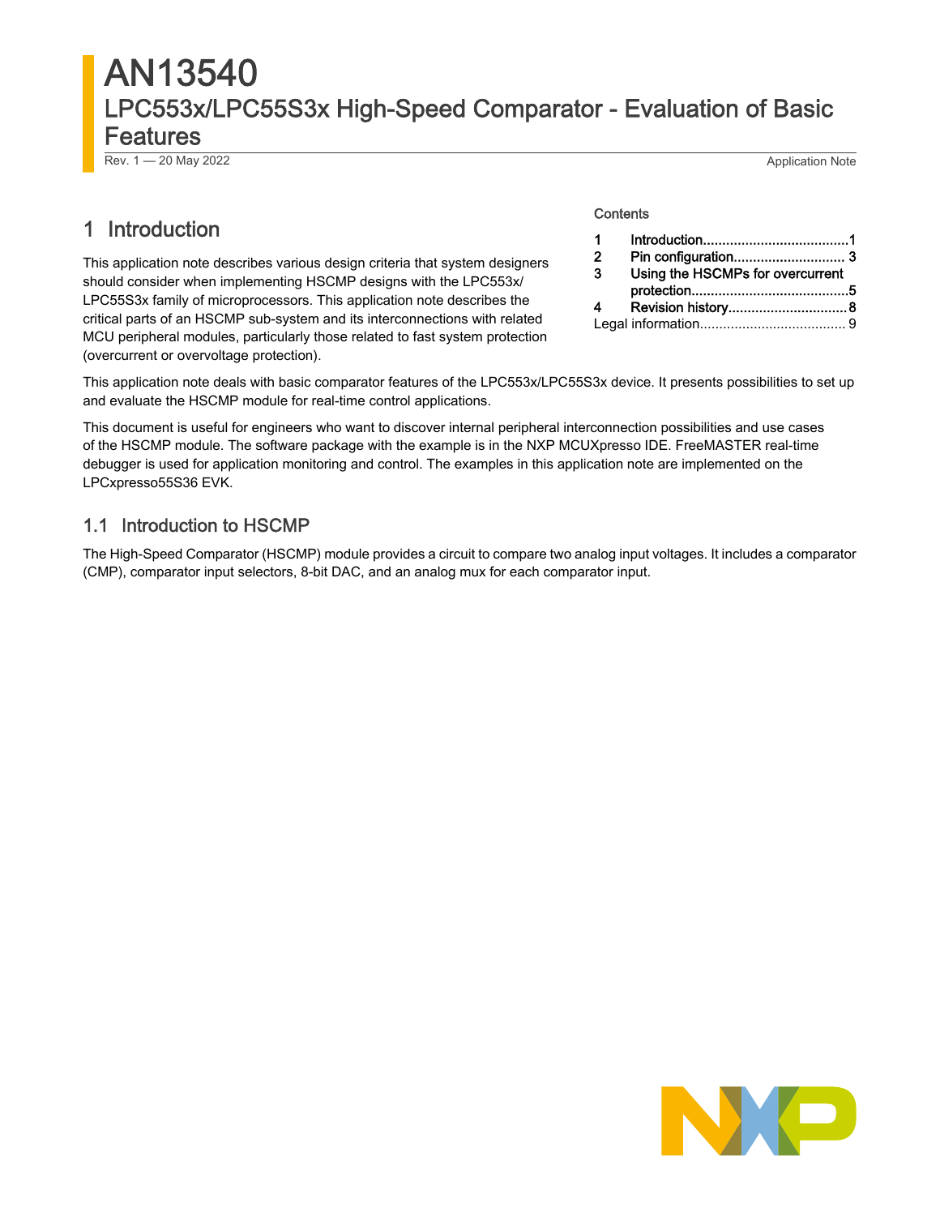# AN13540

## LPC553x/LPC55S3x High-Speed Comparator - Evaluation of Basic Features

Rev. 1 — 20 May 2022 Application Note

Contents

| | | |
|---|---|---|
| 1 | Introduction | 1 |
| 2 | Pin configuration | 3 |
| 3 | Using the HSCMPs for overcurrent protection | 5 |
| 4 | Revision history | 8 |
| | Legal information | 9 |

## 1 Introduction

This application note describes various design criteria that system designers should consider when implementing HSCMP designs with the LPC553x/LPC55S3x family of microprocessors. This application note describes the critical parts of an HSCMP sub-system and its interconnections with related MCU peripheral modules, particularly those related to fast system protection (overcurrent or overvoltage protection).

This application note deals with basic comparator features of the LPC553x/LPC55S3x device. It presents possibilities to set up and evaluate the HSCMP module for real-time control applications.

This document is useful for engineers who want to discover internal peripheral interconnection possibilities and use cases of the HSCMP module. The software package with the example is in the NXP MCUXpresso IDE. FreeMASTER real-time debugger is used for application monitoring and control. The examples in this application note are implemented on the LPCxpresso55S36 EVK.

### 1.1 Introduction to HSCMP

The High-Speed Comparator (HSCMP) module provides a circuit to compare two analog input voltages. It includes a comparator (CMP), comparator input selectors, 8-bit DAC, and an analog mux for each comparator input.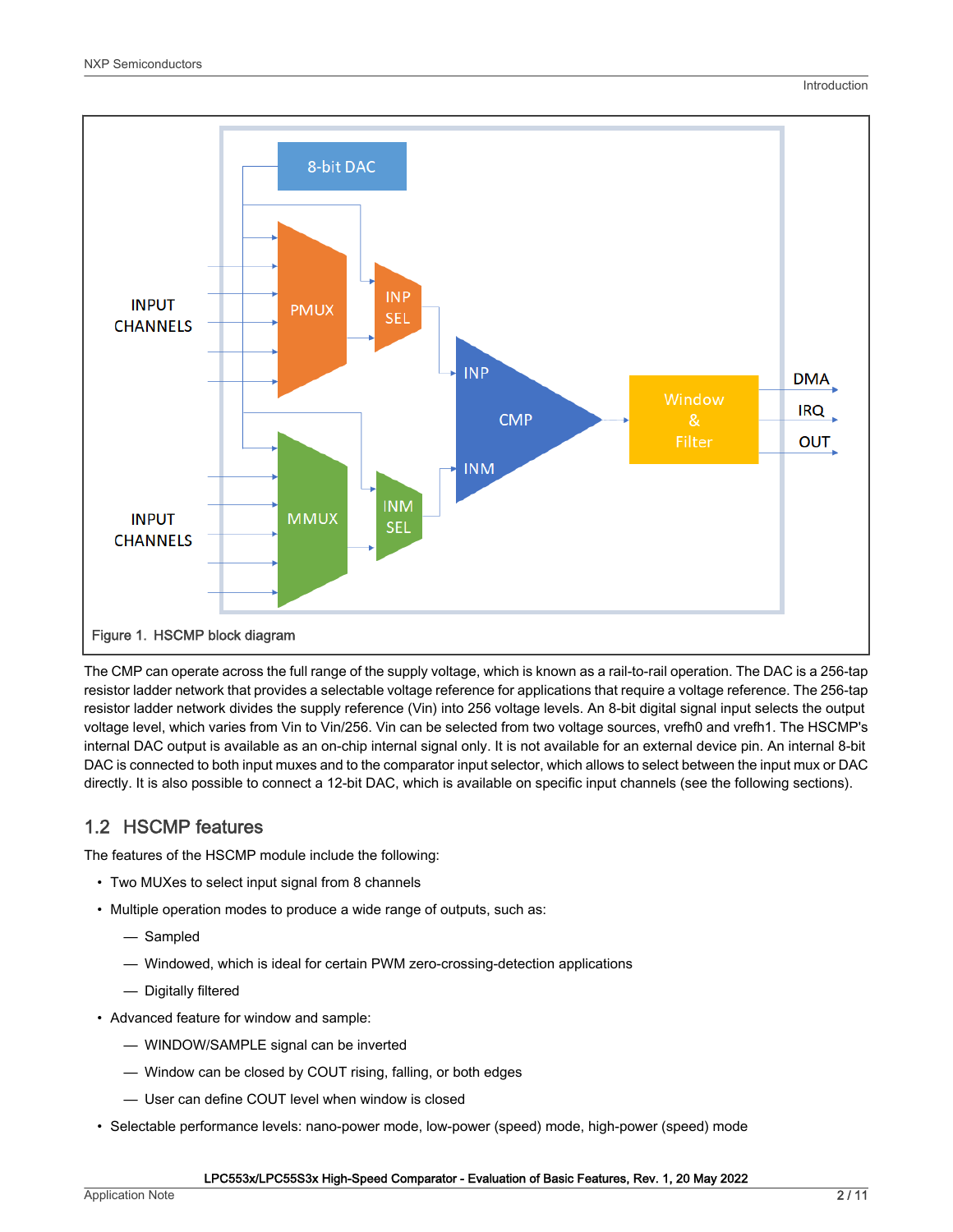Figure 1. HSCMP block diagram

The CMP can operate across the full range of the supply voltage, which is known as a rail-to-rail operation. The DAC is a 256-tap resistor ladder network that provides a selectable voltage reference for applications that require a voltage reference. The 256-tap resistor ladder network divides the supply reference (Vin) into 256 voltage levels. An 8-bit digital signal input selects the output voltage level, which varies from Vin to Vin/256. Vin can be selected from two voltage sources, vrefh0 and vrefh1. The HSCMP's internal DAC output is available as an on-chip internal signal only. It is not available for an external device pin. An internal 8-bit DAC is connected to both input muxes and to the comparator input selector, which allows to select between the input mux or DAC directly. It is also possible to connect a 12-bit DAC, which is available on specific input channels (see the following sections).

## 1.2 HSCMP features

The features of the HSCMP module include the following:

- Two MUXes to select input signal from 8 channels
- Multiple operation modes to produce a wide range of outputs, such as:
  - Sampled
  - Windowed, which is ideal for certain PWM zero-crossing-detection applications
  - Digitally filtered
- Advanced feature for window and sample:
  - WINDOW/SAMPLE signal can be inverted
  - Window can be closed by COUT rising, falling, or both edges
  - User can define COUT level when window is closed
- Selectable performance levels: nano-power mode, low-power (speed) mode, high-power (speed) mode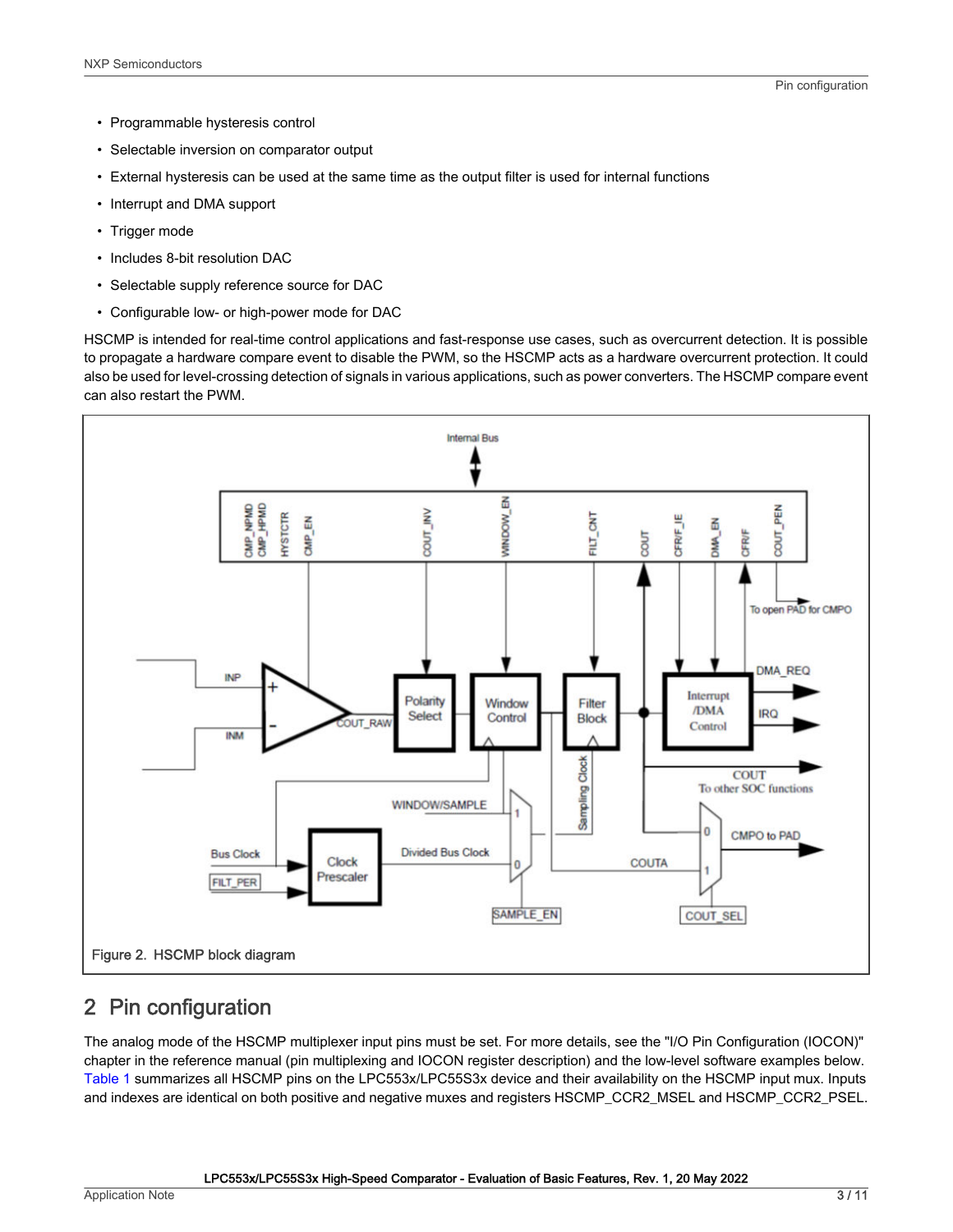- Programmable hysteresis control
- Selectable inversion on comparator output
- External hysteresis can be used at the same time as the output filter is used for internal functions
- Interrupt and DMA support
- Trigger mode
- Includes 8-bit resolution DAC
- Selectable supply reference source for DAC
- Configurable low- or high-power mode for DAC

HSCMP is intended for real-time control applications and fast-response use cases, such as overcurrent detection. It is possible to propagate a hardware compare event to disable the PWM, so the HSCMP acts as a hardware overcurrent protection. It could also be used for level-crossing detection of signals in various applications, such as power converters. The HSCMP compare event can also restart the PWM.

Figure 2. HSCMP block diagram

## 2 Pin configuration

The analog mode of the HSCMP multiplexer input pins must be set. For more details, see the "I/O Pin Configuration (IOCON)" chapter in the reference manual (pin multiplexing and IOCON register description) and the low-level software examples below. Table 1 summarizes all HSCMP pins on the LPC553x/LPC55S3x device and their availability on the HSCMP input mux. Inputs and indexes are identical on both positive and negative muxes and registers HSCMP_CCR2_MSEL and HSCMP_CCR2_PSEL.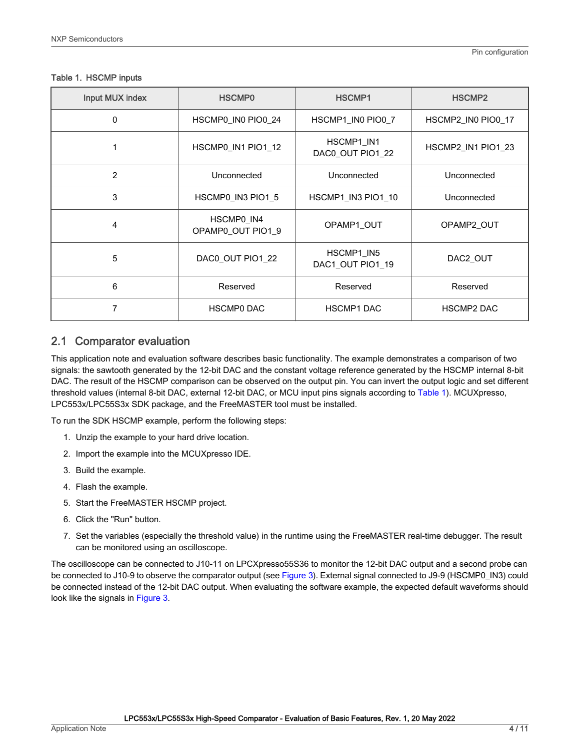Table 1. HSCMP inputs

| Input MUX index | HSCMP0 | HSCMP1 | HSCMP2 |
|---|---|---|---|
| 0 | HSCMP0_IN0 PIO0_24 | HSCMP1_IN0 PIO0_7 | HSCMP2_IN0 PIO0_17 |
| 1 | HSCMP0_IN1 PIO1_12 | HSCMP1_IN1 DAC0_OUT PIO1_22 | HSCMP2_IN1 PIO1_23 |
| 2 | Unconnected | Unconnected | Unconnected |
| 3 | HSCMP0_IN3 PIO1_5 | HSCMP1_IN3 PIO1_10 | Unconnected |
| 4 | HSCMP0_IN4 OPAMP0_OUT PIO1_9 | OPAMP1_OUT | OPAMP2_OUT |
| 5 | DAC0_OUT PIO1_22 | HSCMP1_IN5 DAC1_OUT PIO1_19 | DAC2_OUT |
| 6 | Reserved | Reserved | Reserved |
| 7 | HSCMP0 DAC | HSCMP1 DAC | HSCMP2 DAC |

## 2.1 Comparator evaluation

This application note and evaluation software describes basic functionality. The example demonstrates a comparison of two signals: the sawtooth generated by the 12-bit DAC and the constant voltage reference generated by the HSCMP internal 8-bit DAC. The result of the HSCMP comparison can be observed on the output pin. You can invert the output logic and set different threshold values (internal 8-bit DAC, external 12-bit DAC, or MCU input pins signals according to Table 1). MCUXpresso, LPC553x/LPC55S3x SDK package, and the FreeMASTER tool must be installed.

To run the SDK HSCMP example, perform the following steps:

1. Unzip the example to your hard drive location.
2. Import the example into the MCUXpresso IDE.
3. Build the example.
4. Flash the example.
5. Start the FreeMASTER HSCMP project.
6. Click the "Run" button.
7. Set the variables (especially the threshold value) in the runtime using the FreeMASTER real-time debugger. The result can be monitored using an oscilloscope.

The oscilloscope can be connected to J10-11 on LPCXpresso55S36 to monitor the 12-bit DAC output and a second probe can be connected to J10-9 to observe the comparator output (see Figure 3). External signal connected to J9-9 (HSCMP0_IN3) could be connected instead of the 12-bit DAC output. When evaluating the software example, the expected default waveforms should look like the signals in Figure 3.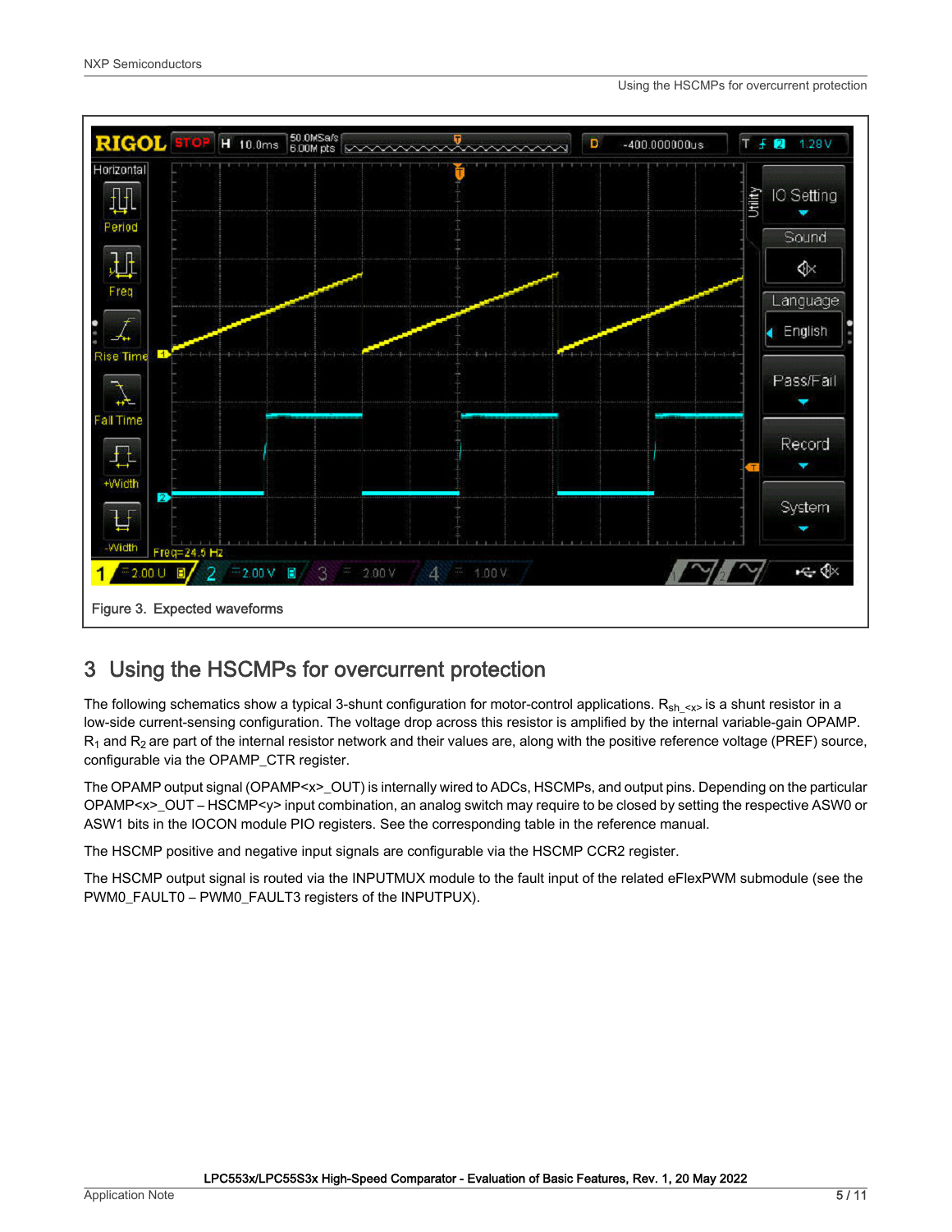Figure 3. Expected waveforms

## 3 Using the HSCMPs for overcurrent protection

The following schematics show a typical 3-shunt configuration for motor-control applications. $R_{sh\_<x>}$ is a shunt resistor in a low-side current-sensing configuration. The voltage drop across this resistor is amplified by the internal variable-gain OPAMP. $R_1$ and $R_2$ are part of the internal resistor network and their values are, along with the positive reference voltage (PREF) source, configurable via the OPAMP_CTR register.

The OPAMP output signal (OPAMP<x>_OUT) is internally wired to ADCs, HSCMPs, and output pins. Depending on the particular OPAMP<x>_OUT – HSCMP<y> input combination, an analog switch may require to be closed by setting the respective ASW0 or ASW1 bits in the IOCON module PIO registers. See the corresponding table in the reference manual.

The HSCMP positive and negative input signals are configurable via the HSCMP CCR2 register.

The HSCMP output signal is routed via the INPUTMUX module to the fault input of the related eFlexPWM submodule (see the PWM0_FAULT0 – PWM0_FAULT3 registers of the INPUTPUX).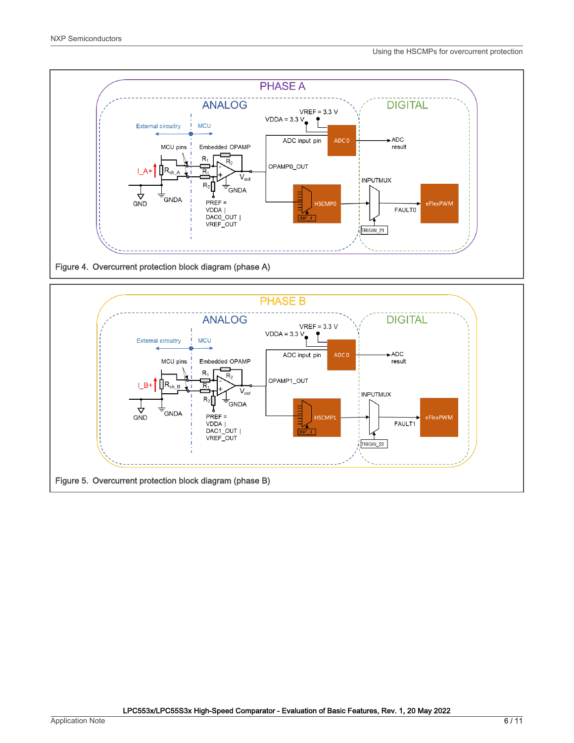Figure 4. Overcurrent protection block diagram (phase A)

Figure 5. Overcurrent protection block diagram (phase B)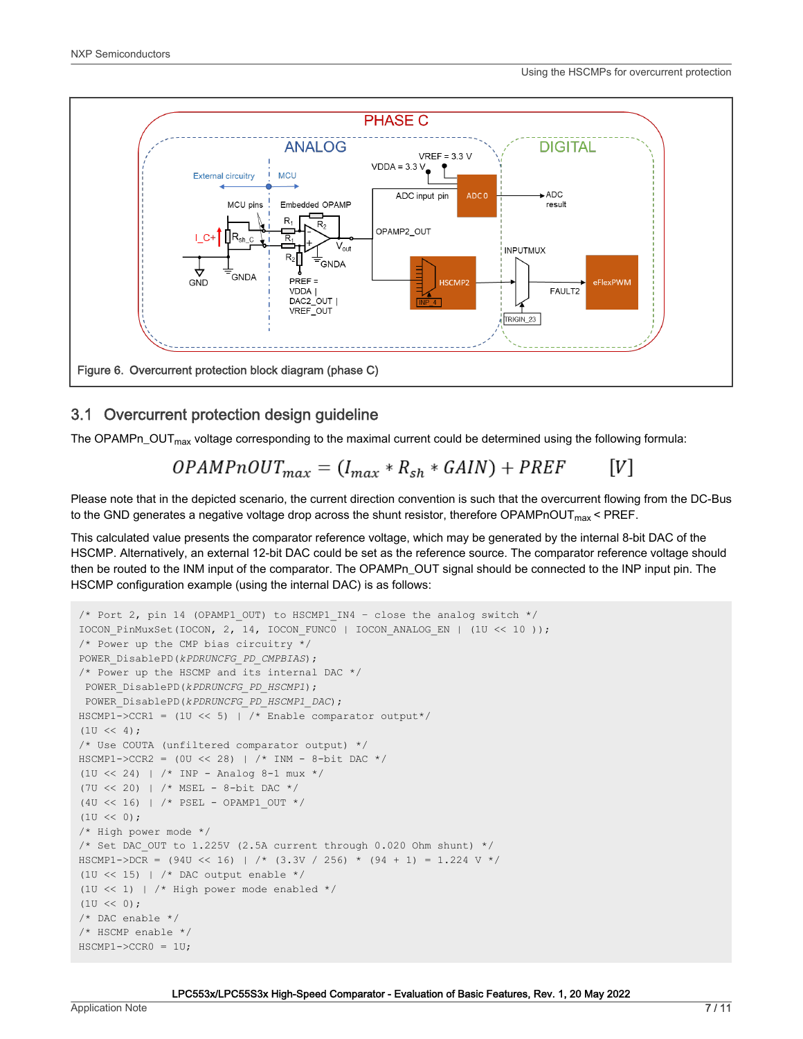Figure 6. Overcurrent protection block diagram (phase C)

## 3.1 Overcurrent protection design guideline

The OPAMPn_OUT$_{max}$ voltage corresponding to the maximal current could be determined using the following formula:

$$OPAMPnOUT_{max} = (I_{max} * R_{sh} * GAIN) + PREF \qquad [V]$$

Please note that in the depicted scenario, the current direction convention is such that the overcurrent flowing from the DC-Bus to the GND generates a negative voltage drop across the shunt resistor, therefore OPAMPnOUT$_{max}$ < PREF.

This calculated value presents the comparator reference voltage, which may be generated by the internal 8-bit DAC of the HSCMP. Alternatively, an external 12-bit DAC could be set as the reference source. The comparator reference voltage should then be routed to the INM input of the comparator. The OPAMPn_OUT signal should be connected to the INP input pin. The HSCMP configuration example (using the internal DAC) is as follows:

```
/* Port 2, pin 14 (OPAMP1_OUT) to HSCMP1_IN4 - close the analog switch */
IOCON_PinMuxSet(IOCON, 2, 14, IOCON_FUNC0 | IOCON_ANALOG_EN | (1U << 10 ));
/* Power up the CMP bias circuitry */
POWER_DisablePD(kPDRUNCFG_PD_CMPBIAS);
/* Power up the HSCMP and its internal DAC */
 POWER_DisablePD(kPDRUNCFG_PD_HSCMP1);
 POWER_DisablePD(kPDRUNCFG_PD_HSCMP1_DAC);
HSCMP1->CCR1 = (1U << 5) | /* Enable comparator output*/
(1U << 4);
/* Use COUTA (unfiltered comparator output) */
HSCMP1->CCR2 = (0U << 28) | /* INM - 8-bit DAC */
(1U << 24) | /* INP - Analog 8-1 mux */
(7U << 20) | /* MSEL - 8-bit DAC */
(4U << 16) | /* PSEL - OPAMP1_OUT */
(1U << 0);
/* High power mode */
/* Set DAC_OUT to 1.225V (2.5A current through 0.020 Ohm shunt) */
HSCMP1->DCR = (94U << 16) | /* (3.3V / 256) * (94 + 1) = 1.224 V */
(1U << 15) | /* DAC output enable */
(1U << 1) | /* High power mode enabled */
(1U << 0);
/* DAC enable */
/* HSCMP enable */
HSCMP1->CCR0 = 1U;
```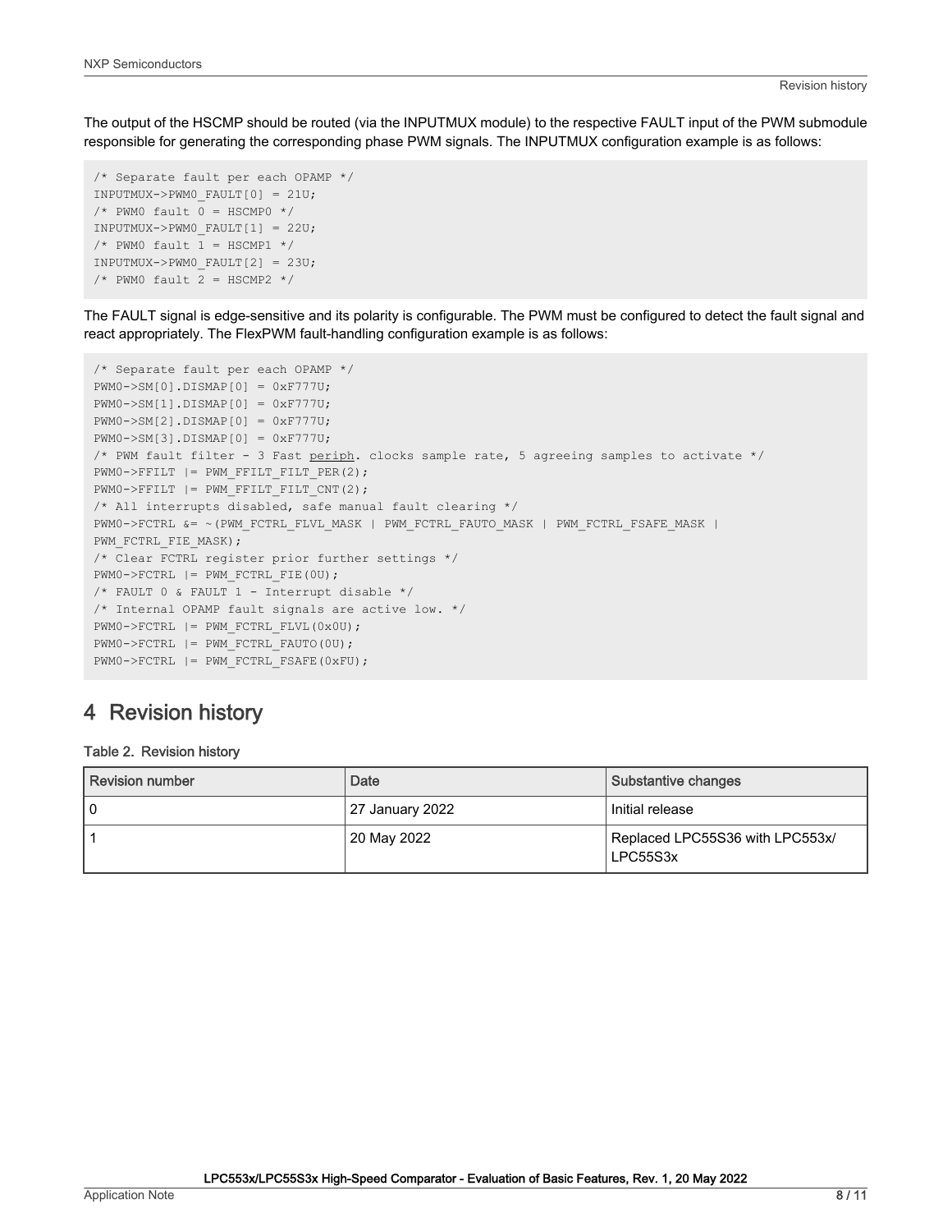The output of the HSCMP should be routed (via the INPUTMUX module) to the respective FAULT input of the PWM submodule responsible for generating the corresponding phase PWM signals. The INPUTMUX configuration example is as follows:

```
/* Separate fault per each OPAMP */
INPUTMUX->PWM0_FAULT[0] = 21U;
/* PWM0 fault 0 = HSCMP0 */
INPUTMUX->PWM0_FAULT[1] = 22U;
/* PWM0 fault 1 = HSCMP1 */
INPUTMUX->PWM0_FAULT[2] = 23U;
/* PWM0 fault 2 = HSCMP2 */
```

The FAULT signal is edge-sensitive and its polarity is configurable. The PWM must be configured to detect the fault signal and react appropriately. The FlexPWM fault-handling configuration example is as follows:

```
/* Separate fault per each OPAMP */
PWM0->SM[0].DISMAP[0] = 0xF777U;
PWM0->SM[1].DISMAP[0] = 0xF777U;
PWM0->SM[2].DISMAP[0] = 0xF777U;
PWM0->SM[3].DISMAP[0] = 0xF777U;
/* PWM fault filter - 3 Fast periph. clocks sample rate, 5 agreeing samples to activate */
PWM0->FFILT |= PWM_FFILT_FILT_PER(2);
PWM0->FFILT |= PWM_FFILT_FILT_CNT(2);
/* All interrupts disabled, safe manual fault clearing */
PWM0->FCTRL &= ~(PWM_FCTRL_FLVL_MASK | PWM_FCTRL_FAUTO_MASK | PWM_FCTRL_FSAFE_MASK |
PWM_FCTRL_FIE_MASK);
/* Clear FCTRL register prior further settings */
PWM0->FCTRL |= PWM_FCTRL_FIE(0U);
/* FAULT 0 & FAULT 1 - Interrupt disable */
/* Internal OPAMP fault signals are active low. */
PWM0->FCTRL |= PWM_FCTRL_FLVL(0x0U);
PWM0->FCTRL |= PWM_FCTRL_FAUTO(0U);
PWM0->FCTRL |= PWM_FCTRL_FSAFE(0xFU);
```

# 4 Revision history

Table 2. Revision history

| Revision number | Date | Substantive changes |
|---|---|---|
| 0 | 27 January 2022 | Initial release |
| 1 | 20 May 2022 | Replaced LPC55S36 with LPC553x/LPC55S3x |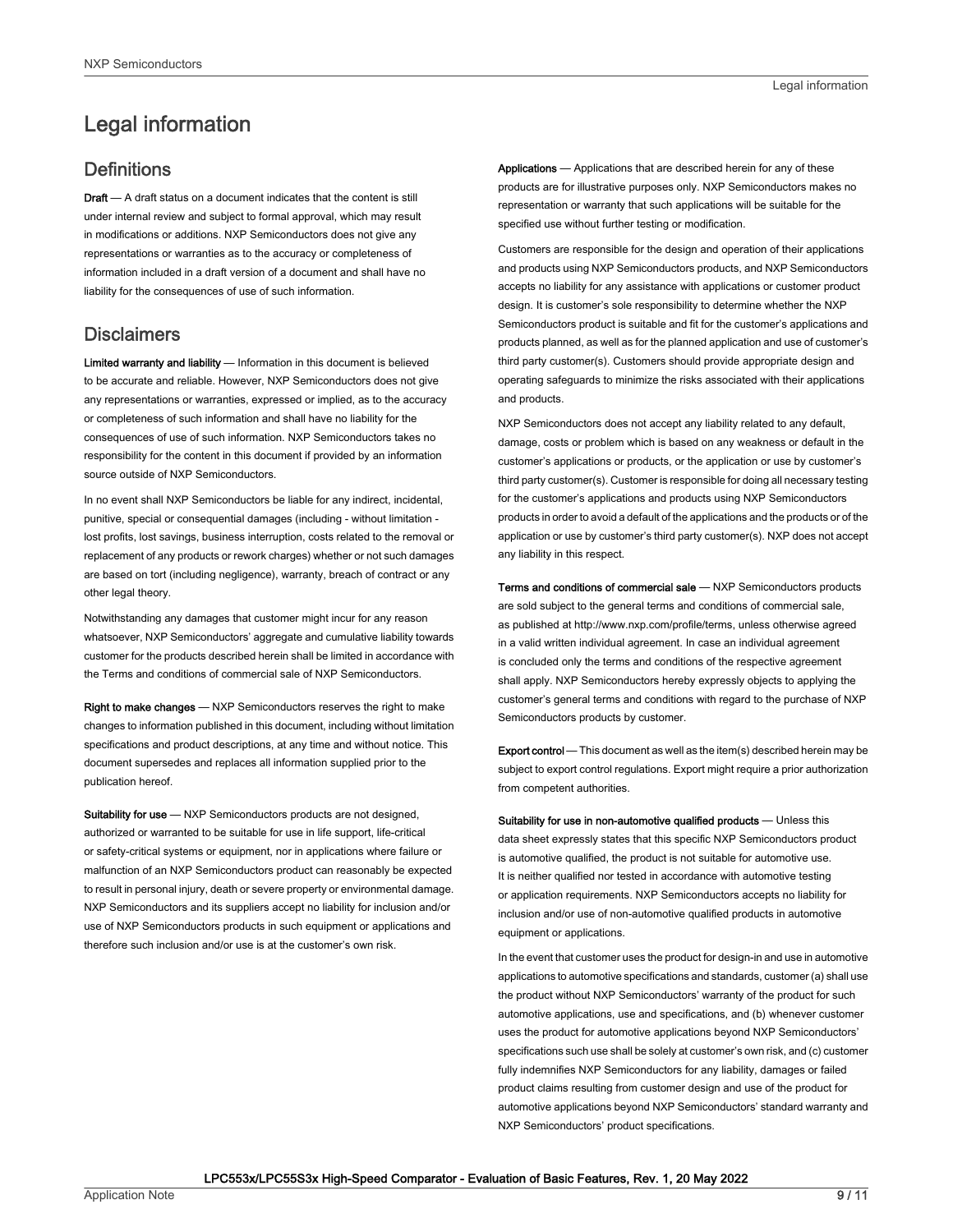# Legal information

## Definitions

**Draft** — A draft status on a document indicates that the content is still under internal review and subject to formal approval, which may result in modifications or additions. NXP Semiconductors does not give any representations or warranties as to the accuracy or completeness of information included in a draft version of a document and shall have no liability for the consequences of use of such information.

## Disclaimers

**Limited warranty and liability** — Information in this document is believed to be accurate and reliable. However, NXP Semiconductors does not give any representations or warranties, expressed or implied, as to the accuracy or completeness of such information and shall have no liability for the consequences of use of such information. NXP Semiconductors takes no responsibility for the content in this document if provided by an information source outside of NXP Semiconductors.

In no event shall NXP Semiconductors be liable for any indirect, incidental, punitive, special or consequential damages (including - without limitation - lost profits, lost savings, business interruption, costs related to the removal or replacement of any products or rework charges) whether or not such damages are based on tort (including negligence), warranty, breach of contract or any other legal theory.

Notwithstanding any damages that customer might incur for any reason whatsoever, NXP Semiconductors' aggregate and cumulative liability towards customer for the products described herein shall be limited in accordance with the Terms and conditions of commercial sale of NXP Semiconductors.

**Right to make changes** — NXP Semiconductors reserves the right to make changes to information published in this document, including without limitation specifications and product descriptions, at any time and without notice. This document supersedes and replaces all information supplied prior to the publication hereof.

**Suitability for use** — NXP Semiconductors products are not designed, authorized or warranted to be suitable for use in life support, life-critical or safety-critical systems or equipment, nor in applications where failure or malfunction of an NXP Semiconductors product can reasonably be expected to result in personal injury, death or severe property or environmental damage. NXP Semiconductors and its suppliers accept no liability for inclusion and/or use of NXP Semiconductors products in such equipment or applications and therefore such inclusion and/or use is at the customer's own risk.

**Applications** — Applications that are described herein for any of these products are for illustrative purposes only. NXP Semiconductors makes no representation or warranty that such applications will be suitable for the specified use without further testing or modification.

Customers are responsible for the design and operation of their applications and products using NXP Semiconductors products, and NXP Semiconductors accepts no liability for any assistance with applications or customer product design. It is customer's sole responsibility to determine whether the NXP Semiconductors product is suitable and fit for the customer's applications and products planned, as well as for the planned application and use of customer's third party customer(s). Customers should provide appropriate design and operating safeguards to minimize the risks associated with their applications and products.

NXP Semiconductors does not accept any liability related to any default, damage, costs or problem which is based on any weakness or default in the customer's applications or products, or the application or use by customer's third party customer(s). Customer is responsible for doing all necessary testing for the customer's applications and products using NXP Semiconductors products in order to avoid a default of the applications and the products or of the application or use by customer's third party customer(s). NXP does not accept any liability in this respect.

**Terms and conditions of commercial sale** — NXP Semiconductors products are sold subject to the general terms and conditions of commercial sale, as published at http://www.nxp.com/profile/terms, unless otherwise agreed in a valid written individual agreement. In case an individual agreement is concluded only the terms and conditions of the respective agreement shall apply. NXP Semiconductors hereby expressly objects to applying the customer's general terms and conditions with regard to the purchase of NXP Semiconductors products by customer.

**Export control** — This document as well as the item(s) described herein may be subject to export control regulations. Export might require a prior authorization from competent authorities.

**Suitability for use in non-automotive qualified products** — Unless this data sheet expressly states that this specific NXP Semiconductors product is automotive qualified, the product is not suitable for automotive use. It is neither qualified nor tested in accordance with automotive testing or application requirements. NXP Semiconductors accepts no liability for inclusion and/or use of non-automotive qualified products in automotive equipment or applications.

In the event that customer uses the product for design-in and use in automotive applications to automotive specifications and standards, customer (a) shall use the product without NXP Semiconductors' warranty of the product for such automotive applications, use and specifications, and (b) whenever customer uses the product for automotive applications beyond NXP Semiconductors' specifications such use shall be solely at customer's own risk, and (c) customer fully indemnifies NXP Semiconductors for any liability, damages or failed product claims resulting from customer design and use of the product for automotive applications beyond NXP Semiconductors' standard warranty and NXP Semiconductors' product specifications.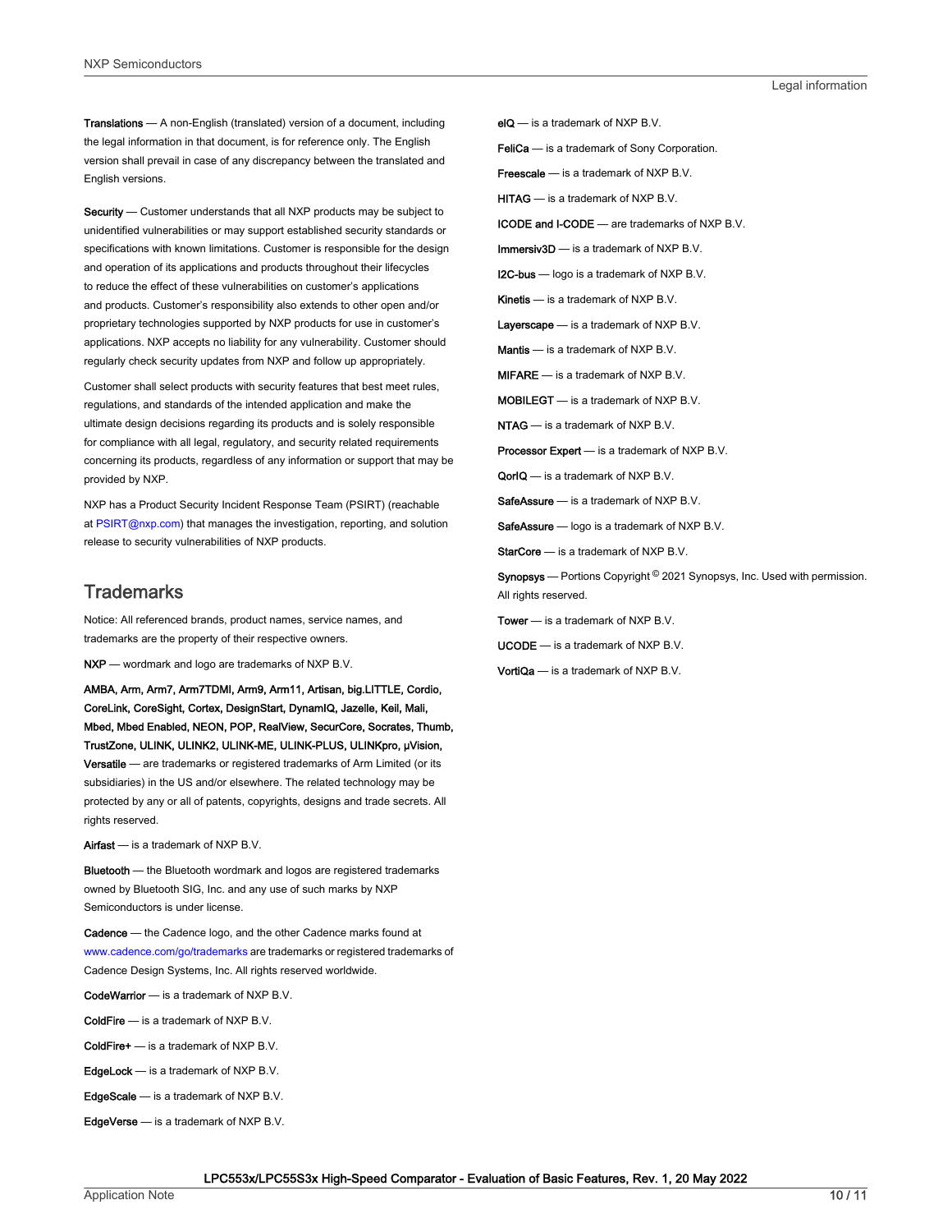**Translations** — A non-English (translated) version of a document, including the legal information in that document, is for reference only. The English version shall prevail in case of any discrepancy between the translated and English versions.

**Security** — Customer understands that all NXP products may be subject to unidentified vulnerabilities or may support established security standards or specifications with known limitations. Customer is responsible for the design and operation of its applications and products throughout their lifecycles to reduce the effect of these vulnerabilities on customer's applications and products. Customer's responsibility also extends to other open and/or proprietary technologies supported by NXP products for use in customer's applications. NXP accepts no liability for any vulnerability. Customer should regularly check security updates from NXP and follow up appropriately.

Customer shall select products with security features that best meet rules, regulations, and standards of the intended application and make the ultimate design decisions regarding its products and is solely responsible for compliance with all legal, regulatory, and security related requirements concerning its products, regardless of any information or support that may be provided by NXP.

NXP has a Product Security Incident Response Team (PSIRT) (reachable at PSIRT@nxp.com) that manages the investigation, reporting, and solution release to security vulnerabilities of NXP products.

## Trademarks

Notice: All referenced brands, product names, service names, and trademarks are the property of their respective owners.

**NXP** — wordmark and logo are trademarks of NXP B.V.

**AMBA, Arm, Arm7, Arm7TDMI, Arm9, Arm11, Artisan, big.LITTLE, Cordio, CoreLink, CoreSight, Cortex, DesignStart, DynamIQ, Jazelle, Keil, Mali, Mbed, Mbed Enabled, NEON, POP, RealView, SecurCore, Socrates, Thumb, TrustZone, ULINK, ULINK2, ULINK-ME, ULINK-PLUS, ULINKpro, µVision, Versatile** — are trademarks or registered trademarks of Arm Limited (or its subsidiaries) in the US and/or elsewhere. The related technology may be protected by any or all of patents, copyrights, designs and trade secrets. All rights reserved.

**Airfast** — is a trademark of NXP B.V.

**Bluetooth** — the Bluetooth wordmark and logos are registered trademarks owned by Bluetooth SIG, Inc. and any use of such marks by NXP Semiconductors is under license.

**Cadence** — the Cadence logo, and the other Cadence marks found at www.cadence.com/go/trademarks are trademarks or registered trademarks of Cadence Design Systems, Inc. All rights reserved worldwide.

**CodeWarrior** — is a trademark of NXP B.V.

**ColdFire** — is a trademark of NXP B.V.

**ColdFire+** — is a trademark of NXP B.V.

**EdgeLock** — is a trademark of NXP B.V.

**EdgeScale** — is a trademark of NXP B.V.

**EdgeVerse** — is a trademark of NXP B.V.

**eIQ** — is a trademark of NXP B.V.

**FeliCa** — is a trademark of Sony Corporation.

**Freescale** — is a trademark of NXP B.V.

**HITAG** — is a trademark of NXP B.V.

**ICODE and I-CODE** — are trademarks of NXP B.V.

**Immersiv3D** — is a trademark of NXP B.V.

**I2C-bus** — logo is a trademark of NXP B.V.

**Kinetis** — is a trademark of NXP B.V.

**Layerscape** — is a trademark of NXP B.V.

**Mantis** — is a trademark of NXP B.V.

**MIFARE** — is a trademark of NXP B.V.

**MOBILEGT** — is a trademark of NXP B.V.

**NTAG** — is a trademark of NXP B.V.

**Processor Expert** — is a trademark of NXP B.V.

**QorIQ** — is a trademark of NXP B.V.

**SafeAssure** — is a trademark of NXP B.V.

**SafeAssure** — logo is a trademark of NXP B.V.

**StarCore** — is a trademark of NXP B.V.

**Synopsys** — Portions Copyright © 2021 Synopsys, Inc. Used with permission. All rights reserved.

**Tower** — is a trademark of NXP B.V.

**UCODE** — is a trademark of NXP B.V.

**VortiQa** — is a trademark of NXP B.V.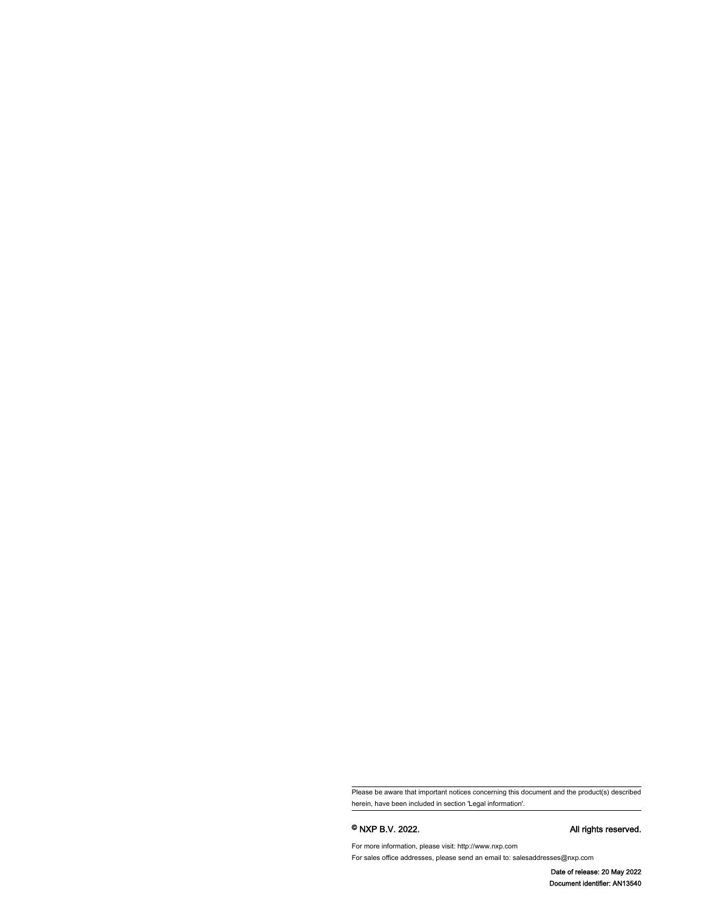Please be aware that important notices concerning this document and the product(s) described herein, have been included in section 'Legal information'.

© NXP B.V. 2022. All rights reserved.

For more information, please visit: http://www.nxp.com

For sales office addresses, please send an email to: salesaddresses@nxp.com

Date of release: 20 May 2022

Document identifier: AN13540